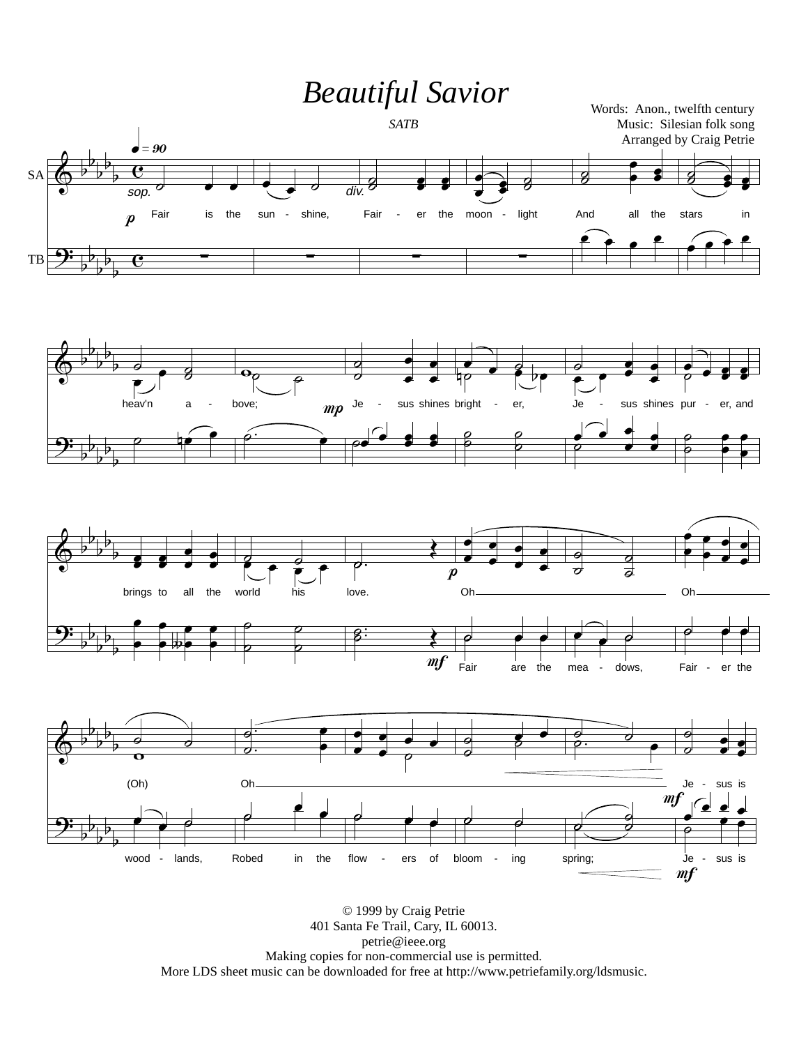# Beautiful Savior

*SATB*

Words: Anon., twelfth century
Music: Silesian folk song
Arranged by Craig Petrie

© 1999 by Craig Petrie
401 Santa Fe Trail, Cary, IL 60013.
petrie@ieee.org
Making copies for non-commercial use is permitted.
More LDS sheet music can be downloaded for free at http://www.petriefamily.org/ldsmusic.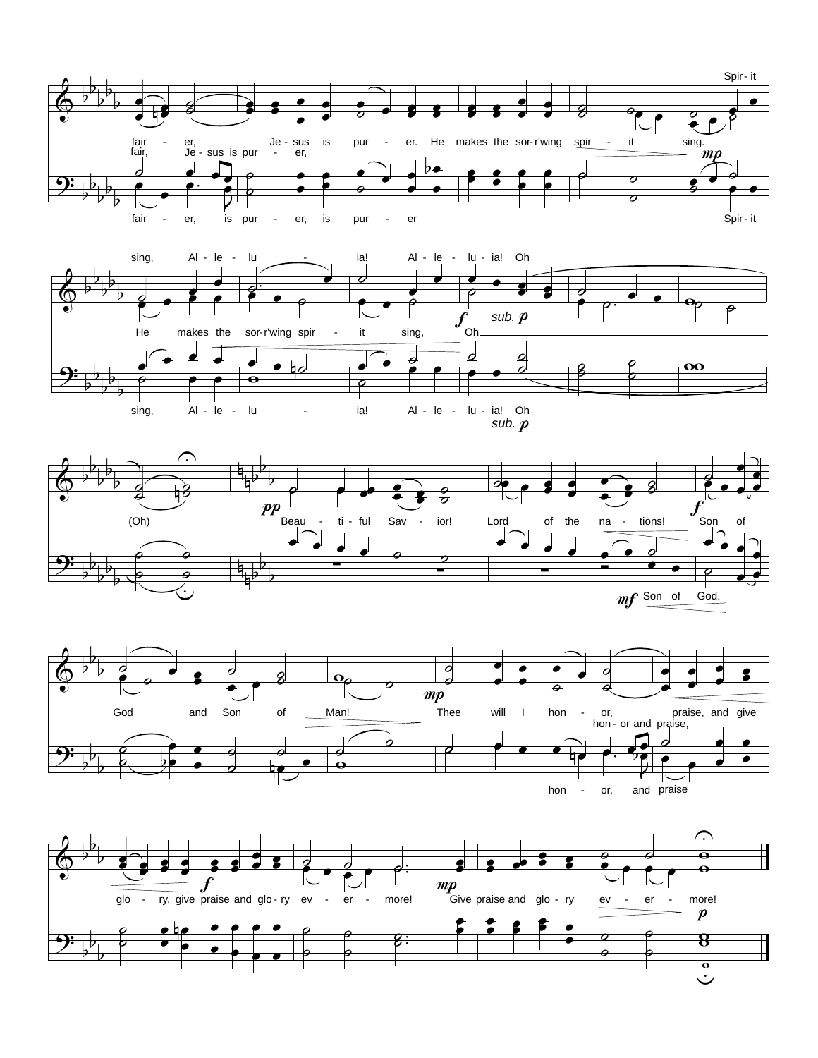Spir - it

fair - er, Je - sus is pur - er. He makes the sor-r'wing spir - it sing.

fair, Je - sus is pur - er,

*mp*

fair - er, is pur - er, is pur - er Spir - it

sing, Al - le - lu - ia! Al - le - lu - ia! Oh

*f* *sub. p*

He makes the sor-r'wing spir - it sing, Oh

sing, Al - le - lu - ia! Al - le - lu - ia! Oh

*sub. p*

*pp* *f*

(Oh) Beau - ti - ful Sav - ior! Lord of the na - tions! Son of

*mf* Son of God,

*mp*

God and Son of Man! Thee will I hon - or, praise, and give

hon - or and praise,

hon - or, and praise

*f* *mp*

glo - ry, give praise and glo - ry ev - er - more! Give praise and glo - ry ev - er - more!

*p*